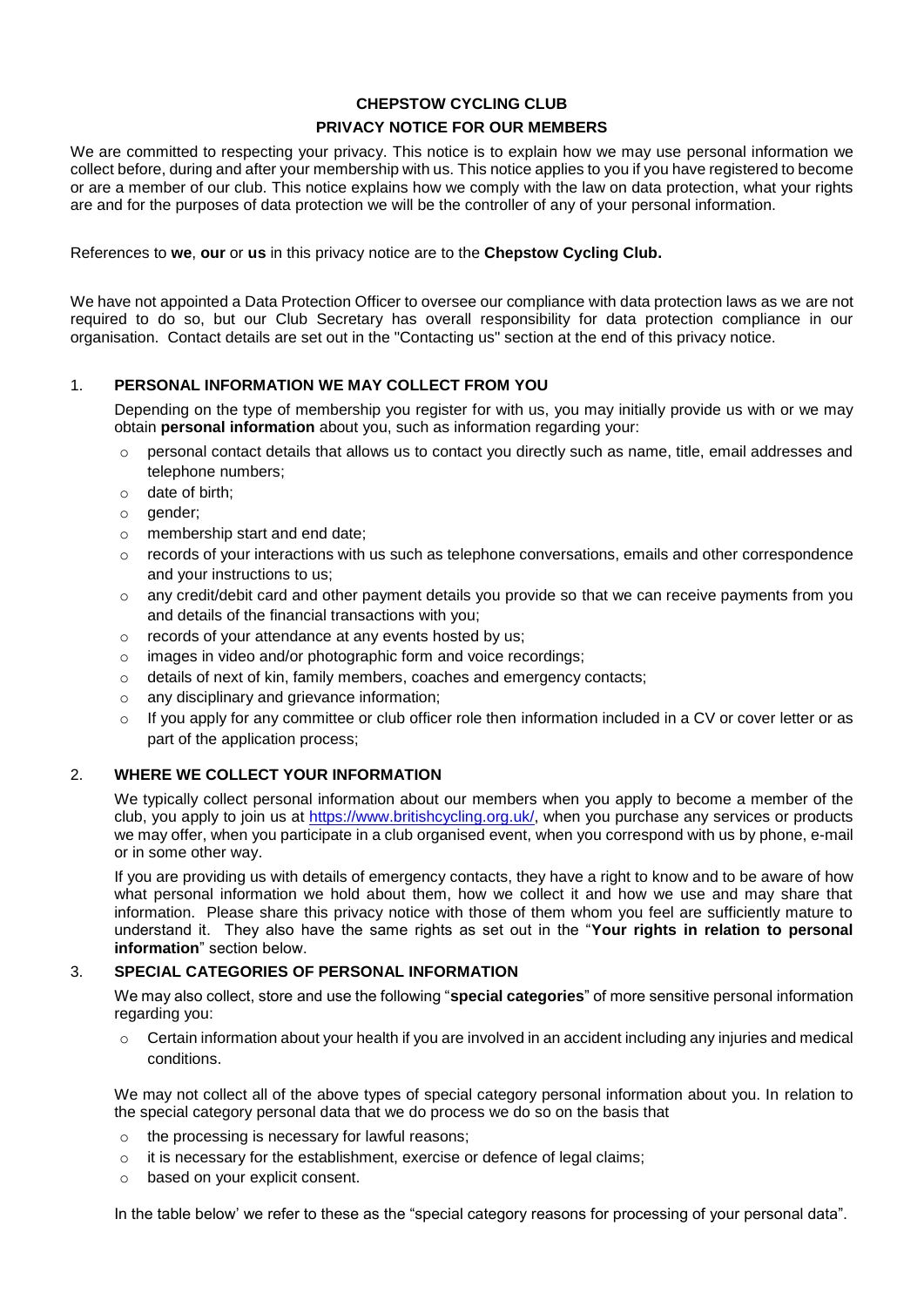# CHEPSTOW CYCLING CLUB

## PRIVACY NOTICE FOR OUR MEMBERS

We are committed to respecting your privacy. This notice is to explain how we may use personal information we collect before, during and after your membership with us. This notice applies to you if you have registered to become or are a member of our club. This notice explains how we comply with the law on data protection, what your rights are and for the purposes of data protection we will be the controller of any of your personal information.

References to **we**, **our** or **us** in this privacy notice are to the **Chepstow Cycling Club.**

We have not appointed a Data Protection Officer to oversee our compliance with data protection laws as we are not required to do so, but our Club Secretary has overall responsibility for data protection compliance in our organisation. Contact details are set out in the "Contacting us" section at the end of this privacy notice.

### 1. PERSONAL INFORMATION WE MAY COLLECT FROM YOU

Depending on the type of membership you register for with us, you may initially provide us with or we may obtain **personal information** about you, such as information regarding your:

- personal contact details that allows us to contact you directly such as name, title, email addresses and telephone numbers;
- date of birth;
- gender;
- membership start and end date;
- records of your interactions with us such as telephone conversations, emails and other correspondence and your instructions to us;
- any credit/debit card and other payment details you provide so that we can receive payments from you and details of the financial transactions with you;
- records of your attendance at any events hosted by us;
- images in video and/or photographic form and voice recordings;
- details of next of kin, family members, coaches and emergency contacts;
- any disciplinary and grievance information;
- If you apply for any committee or club officer role then information included in a CV or cover letter or as part of the application process;

### 2. WHERE WE COLLECT YOUR INFORMATION

We typically collect personal information about our members when you apply to become a member of the club, you apply to join us at https://www.britishcycling.org.uk/, when you purchase any services or products we may offer, when you participate in a club organised event, when you correspond with us by phone, e-mail or in some other way.

If you are providing us with details of emergency contacts, they have a right to know and to be aware of how what personal information we hold about them, how we collect it and how we use and may share that information. Please share this privacy notice with those of them whom you feel are sufficiently mature to understand it. They also have the same rights as set out in the "**Your rights in relation to personal information**" section below.

### 3. SPECIAL CATEGORIES OF PERSONAL INFORMATION

We may also collect, store and use the following "**special categories**" of more sensitive personal information regarding you:

- Certain information about your health if you are involved in an accident including any injuries and medical conditions.

We may not collect all of the above types of special category personal information about you. In relation to the special category personal data that we do process we do so on the basis that

- the processing is necessary for lawful reasons;
- it is necessary for the establishment, exercise or defence of legal claims;
- based on your explicit consent.

In the table below' we refer to these as the "special category reasons for processing of your personal data".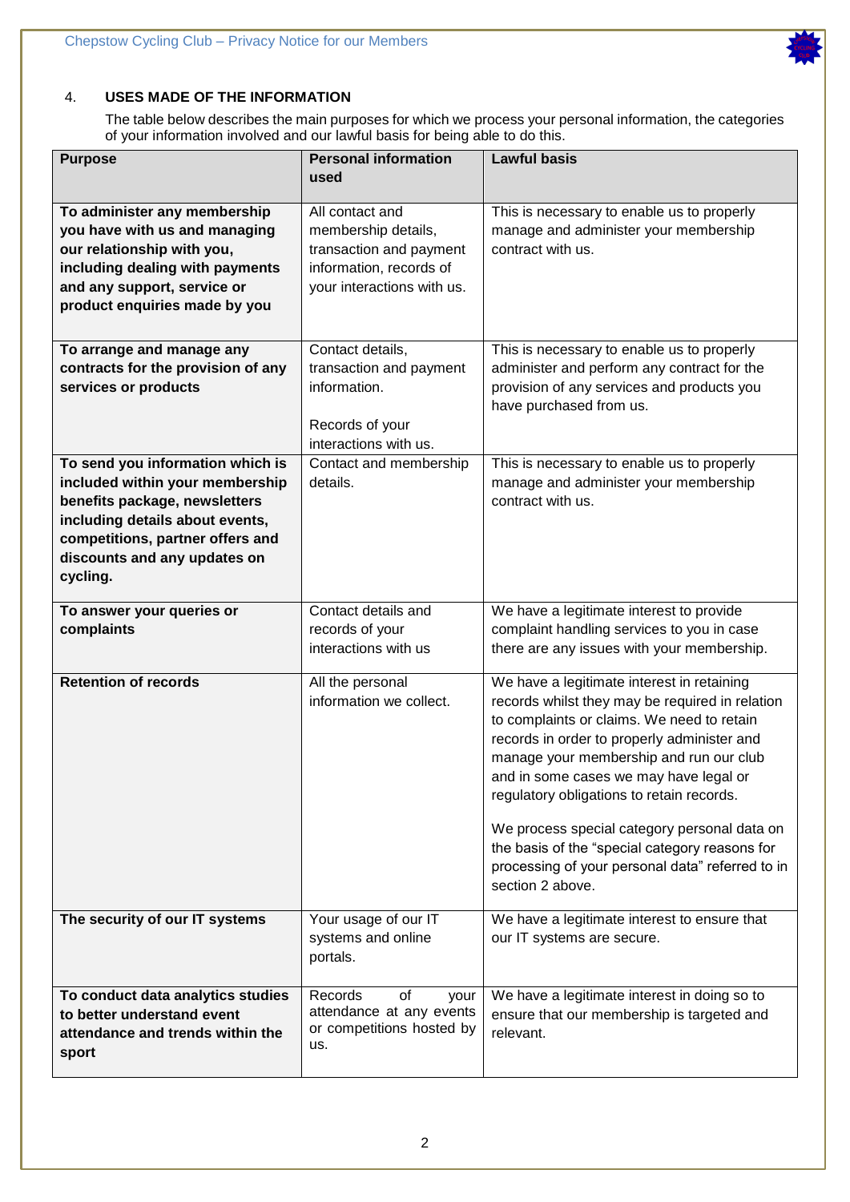## 4. USES MADE OF THE INFORMATION

The table below describes the main purposes for which we process your personal information, the categories of your information involved and our lawful basis for being able to do this.

| Purpose | Personal information used | Lawful basis |
|---|---|---|
| **To administer any membership you have with us and managing our relationship with you, including dealing with payments and any support, service or product enquiries made by you** | All contact and membership details, transaction and payment information, records of your interactions with us. | This is necessary to enable us to properly manage and administer your membership contract with us. |
| **To arrange and manage any contracts for the provision of any services or products** | Contact details, transaction and payment information.<br><br>Records of your interactions with us. | This is necessary to enable us to properly administer and perform any contract for the provision of any services and products you have purchased from us. |
| **To send you information which is included within your membership benefits package, newsletters including details about events, competitions, partner offers and discounts and any updates on cycling.** | Contact and membership details. | This is necessary to enable us to properly manage and administer your membership contract with us. |
| **To answer your queries or complaints** | Contact details and records of your interactions with us | We have a legitimate interest to provide complaint handling services to you in case there are any issues with your membership. |
| **Retention of records** | All the personal information we collect. | We have a legitimate interest in retaining records whilst they may be required in relation to complaints or claims. We need to retain records in order to properly administer and manage your membership and run our club and in some cases we may have legal or regulatory obligations to retain records.<br><br>We process special category personal data on the basis of the "special category reasons for processing of your personal data" referred to in section 2 above. |
| **The security of our IT systems** | Your usage of our IT systems and online portals. | We have a legitimate interest to ensure that our IT systems are secure. |
| **To conduct data analytics studies to better understand event attendance and trends within the sport** | Records of your attendance at any events or competitions hosted by us. | We have a legitimate interest in doing so to ensure that our membership is targeted and relevant. |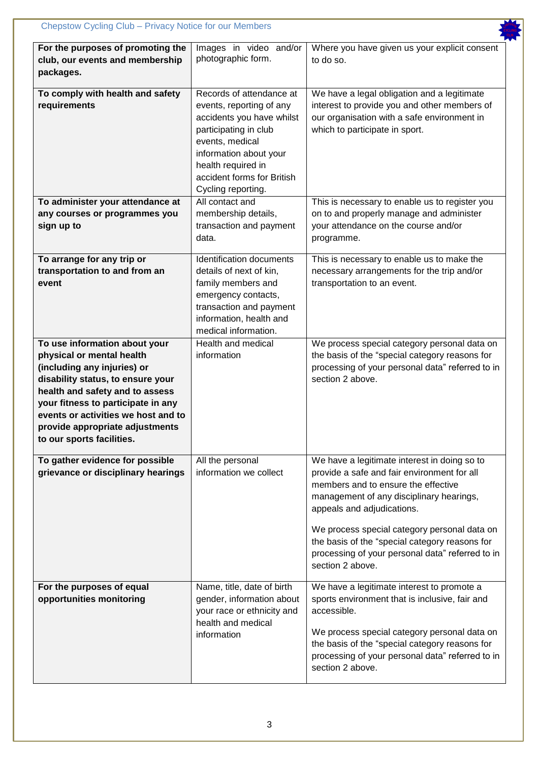| For the purposes of promoting the club, our events and membership packages. | Images in video and/or photographic form. | Where you have given us your explicit consent to do so. |
|---|---|---|
| **To comply with health and safety requirements** | Records of attendance at events, reporting of any accidents you have whilst participating in club events, medical information about your health required in accident forms for British Cycling reporting. | We have a legal obligation and a legitimate interest to provide you and other members of our organisation with a safe environment in which to participate in sport. |
| **To administer your attendance at any courses or programmes you sign up to** | All contact and membership details, transaction and payment data. | This is necessary to enable us to register you on to and properly manage and administer your attendance on the course and/or programme. |
| **To arrange for any trip or transportation to and from an event** | Identification documents details of next of kin, family members and emergency contacts, transaction and payment information, health and medical information. | This is necessary to enable us to make the necessary arrangements for the trip and/or transportation to an event. |
| **To use information about your physical or mental health (including any injuries) or disability status, to ensure your health and safety and to assess your fitness to participate in any events or activities we host and to provide appropriate adjustments to our sports facilities.** | Health and medical information | We process special category personal data on the basis of the "special category reasons for processing of your personal data" referred to in section 2 above. |
| **To gather evidence for possible grievance or disciplinary hearings** | All the personal information we collect | We have a legitimate interest in doing so to provide a safe and fair environment for all members and to ensure the effective management of any disciplinary hearings, appeals and adjudications.<br><br>We process special category personal data on the basis of the "special category reasons for processing of your personal data" referred to in section 2 above. |
| **For the purposes of equal opportunities monitoring** | Name, title, date of birth gender, information about your race or ethnicity and health and medical information | We have a legitimate interest to promote a sports environment that is inclusive, fair and accessible.<br><br>We process special category personal data on the basis of the "special category reasons for processing of your personal data" referred to in section 2 above. |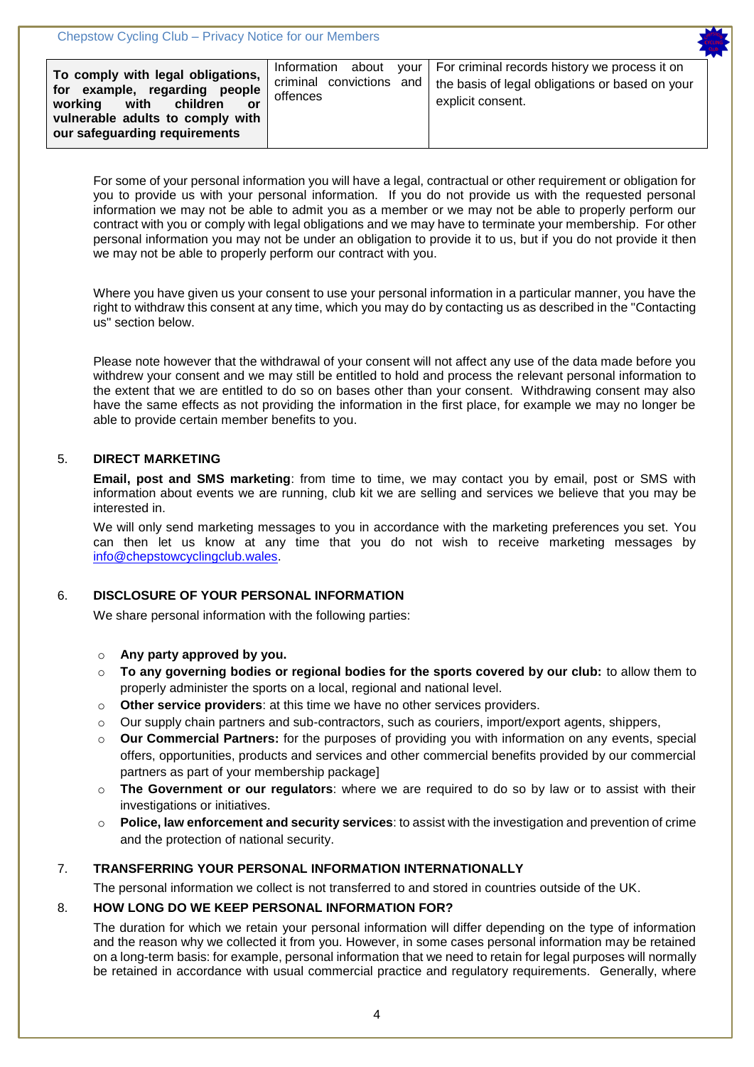| **To comply with legal obligations, for example, regarding people working with children or vulnerable adults to comply with our safeguarding requirements** | Information about your criminal convictions and offences | For criminal records history we process it on the basis of legal obligations or based on your explicit consent. |
|---|---|---|

For some of your personal information you will have a legal, contractual or other requirement or obligation for you to provide us with your personal information. If you do not provide us with the requested personal information we may not be able to admit you as a member or we may not be able to properly perform our contract with you or comply with legal obligations and we may have to terminate your membership. For other personal information you may not be under an obligation to provide it to us, but if you do not provide it then we may not be able to properly perform our contract with you.

Where you have given us your consent to use your personal information in a particular manner, you have the right to withdraw this consent at any time, which you may do by contacting us as described in the "Contacting us" section below.

Please note however that the withdrawal of your consent will not affect any use of the data made before you withdrew your consent and we may still be entitled to hold and process the relevant personal information to the extent that we are entitled to do so on bases other than your consent. Withdrawing consent may also have the same effects as not providing the information in the first place, for example we may no longer be able to provide certain member benefits to you.

## 5. DIRECT MARKETING

**Email, post and SMS marketing**: from time to time, we may contact you by email, post or SMS with information about events we are running, club kit we are selling and services we believe that you may be interested in.

We will only send marketing messages to you in accordance with the marketing preferences you set. You can then let us know at any time that you do not wish to receive marketing messages by info@chepstowcyclingclub.wales.

## 6. DISCLOSURE OF YOUR PERSONAL INFORMATION

We share personal information with the following parties:

- **Any party approved by you.**
- **To any governing bodies or regional bodies for the sports covered by our club:** to allow them to properly administer the sports on a local, regional and national level.
- **Other service providers**: at this time we have no other services providers.
- Our supply chain partners and sub-contractors, such as couriers, import/export agents, shippers,
- **Our Commercial Partners:** for the purposes of providing you with information on any events, special offers, opportunities, products and services and other commercial benefits provided by our commercial partners as part of your membership package]
- **The Government or our regulators**: where we are required to do so by law or to assist with their investigations or initiatives.
- **Police, law enforcement and security services**: to assist with the investigation and prevention of crime and the protection of national security.

## 7. TRANSFERRING YOUR PERSONAL INFORMATION INTERNATIONALLY

The personal information we collect is not transferred to and stored in countries outside of the UK.

## 8. HOW LONG DO WE KEEP PERSONAL INFORMATION FOR?

The duration for which we retain your personal information will differ depending on the type of information and the reason why we collected it from you. However, in some cases personal information may be retained on a long-term basis: for example, personal information that we need to retain for legal purposes will normally be retained in accordance with usual commercial practice and regulatory requirements. Generally, where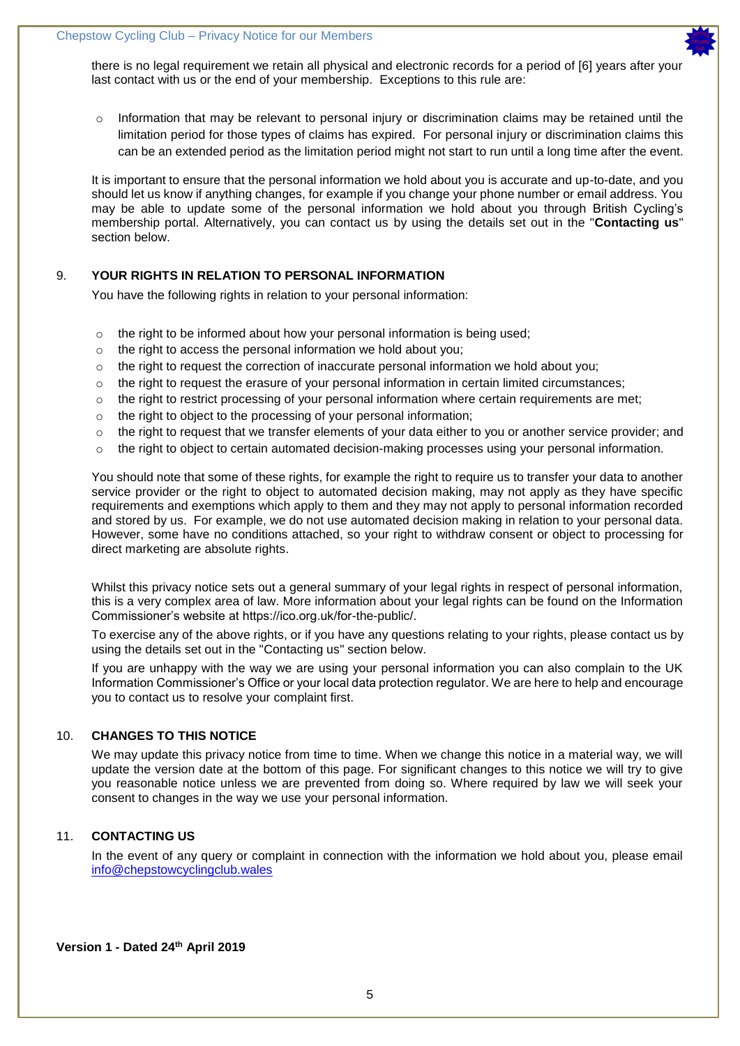there is no legal requirement we retain all physical and electronic records for a period of [6] years after your last contact with us or the end of your membership. Exceptions to this rule are:

- Information that may be relevant to personal injury or discrimination claims may be retained until the limitation period for those types of claims has expired. For personal injury or discrimination claims this can be an extended period as the limitation period might not start to run until a long time after the event.

It is important to ensure that the personal information we hold about you is accurate and up-to-date, and you should let us know if anything changes, for example if you change your phone number or email address. You may be able to update some of the personal information we hold about you through British Cycling's membership portal. Alternatively, you can contact us by using the details set out in the "**Contacting us**" section below.

## 9. YOUR RIGHTS IN RELATION TO PERSONAL INFORMATION

You have the following rights in relation to your personal information:

- the right to be informed about how your personal information is being used;
- the right to access the personal information we hold about you;
- the right to request the correction of inaccurate personal information we hold about you;
- the right to request the erasure of your personal information in certain limited circumstances;
- the right to restrict processing of your personal information where certain requirements are met;
- the right to object to the processing of your personal information;
- the right to request that we transfer elements of your data either to you or another service provider; and
- the right to object to certain automated decision-making processes using your personal information.

You should note that some of these rights, for example the right to require us to transfer your data to another service provider or the right to object to automated decision making, may not apply as they have specific requirements and exemptions which apply to them and they may not apply to personal information recorded and stored by us. For example, we do not use automated decision making in relation to your personal data. However, some have no conditions attached, so your right to withdraw consent or object to processing for direct marketing are absolute rights.

Whilst this privacy notice sets out a general summary of your legal rights in respect of personal information, this is a very complex area of law. More information about your legal rights can be found on the Information Commissioner's website at https://ico.org.uk/for-the-public/.

To exercise any of the above rights, or if you have any questions relating to your rights, please contact us by using the details set out in the "Contacting us" section below.

If you are unhappy with the way we are using your personal information you can also complain to the UK Information Commissioner's Office or your local data protection regulator. We are here to help and encourage you to contact us to resolve your complaint first.

## 10. CHANGES TO THIS NOTICE

We may update this privacy notice from time to time. When we change this notice in a material way, we will update the version date at the bottom of this page. For significant changes to this notice we will try to give you reasonable notice unless we are prevented from doing so. Where required by law we will seek your consent to changes in the way we use your personal information.

## 11. CONTACTING US

In the event of any query or complaint in connection with the information we hold about you, please email info@chepstowcyclingclub.wales

**Version 1 - Dated 24th April 2019**